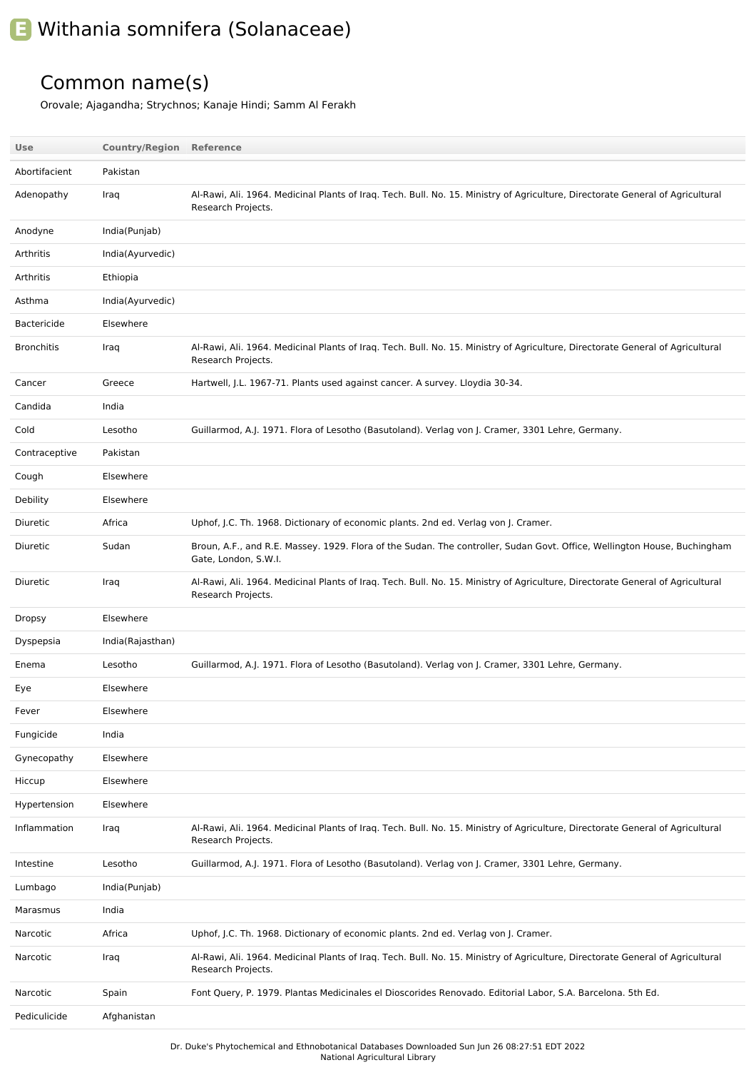# E Withania somnifera (Solanaceae)

## Common name(s)

Orovale; Ajagandha; Strychnos; Kanaje Hindi; Samm Al Ferakh

| Use | Country/Region | Reference |
| --- | --- | --- |
| Abortifacient | Pakistan | |
| Adenopathy | Iraq | Al-Rawi, Ali. 1964. Medicinal Plants of Iraq. Tech. Bull. No. 15. Ministry of Agriculture, Directorate General of Agricultural Research Projects. |
| Anodyne | India(Punjab) | |
| Arthritis | India(Ayurvedic) | |
| Arthritis | Ethiopia | |
| Asthma | India(Ayurvedic) | |
| Bactericide | Elsewhere | |
| Bronchitis | Iraq | Al-Rawi, Ali. 1964. Medicinal Plants of Iraq. Tech. Bull. No. 15. Ministry of Agriculture, Directorate General of Agricultural Research Projects. |
| Cancer | Greece | Hartwell, J.L. 1967-71. Plants used against cancer. A survey. Lloydia 30-34. |
| Candida | India | |
| Cold | Lesotho | Guillarmod, A.J. 1971. Flora of Lesotho (Basutoland). Verlag von J. Cramer, 3301 Lehre, Germany. |
| Contraceptive | Pakistan | |
| Cough | Elsewhere | |
| Debility | Elsewhere | |
| Diuretic | Africa | Uphof, J.C. Th. 1968. Dictionary of economic plants. 2nd ed. Verlag von J. Cramer. |
| Diuretic | Sudan | Broun, A.F., and R.E. Massey. 1929. Flora of the Sudan. The controller, Sudan Govt. Office, Wellington House, Buchingham Gate, London, S.W.I. |
| Diuretic | Iraq | Al-Rawi, Ali. 1964. Medicinal Plants of Iraq. Tech. Bull. No. 15. Ministry of Agriculture, Directorate General of Agricultural Research Projects. |
| Dropsy | Elsewhere | |
| Dyspepsia | India(Rajasthan) | |
| Enema | Lesotho | Guillarmod, A.J. 1971. Flora of Lesotho (Basutoland). Verlag von J. Cramer, 3301 Lehre, Germany. |
| Eye | Elsewhere | |
| Fever | Elsewhere | |
| Fungicide | India | |
| Gynecopathy | Elsewhere | |
| Hiccup | Elsewhere | |
| Hypertension | Elsewhere | |
| Inflammation | Iraq | Al-Rawi, Ali. 1964. Medicinal Plants of Iraq. Tech. Bull. No. 15. Ministry of Agriculture, Directorate General of Agricultural Research Projects. |
| Intestine | Lesotho | Guillarmod, A.J. 1971. Flora of Lesotho (Basutoland). Verlag von J. Cramer, 3301 Lehre, Germany. |
| Lumbago | India(Punjab) | |
| Marasmus | India | |
| Narcotic | Africa | Uphof, J.C. Th. 1968. Dictionary of economic plants. 2nd ed. Verlag von J. Cramer. |
| Narcotic | Iraq | Al-Rawi, Ali. 1964. Medicinal Plants of Iraq. Tech. Bull. No. 15. Ministry of Agriculture, Directorate General of Agricultural Research Projects. |
| Narcotic | Spain | Font Query, P. 1979. Plantas Medicinales el Dioscorides Renovado. Editorial Labor, S.A. Barcelona. 5th Ed. |
| Pediculicide | Afghanistan | |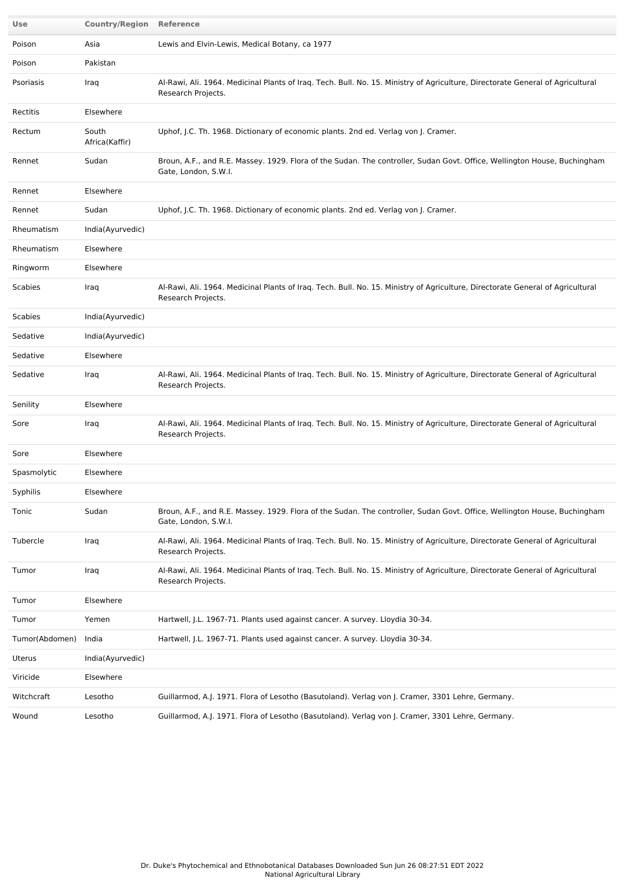| Use | Country/Region | Reference |
|---|---|---|
| Poison | Asia | Lewis and Elvin-Lewis, Medical Botany, ca 1977 |
| Poison | Pakistan | |
| Psoriasis | Iraq | Al-Rawi, Ali. 1964. Medicinal Plants of Iraq. Tech. Bull. No. 15. Ministry of Agriculture, Directorate General of Agricultural Research Projects. |
| Rectitis | Elsewhere | |
| Rectum | South Africa(Kaffir) | Uphof, J.C. Th. 1968. Dictionary of economic plants. 2nd ed. Verlag von J. Cramer. |
| Rennet | Sudan | Broun, A.F., and R.E. Massey. 1929. Flora of the Sudan. The controller, Sudan Govt. Office, Wellington House, Buchingham Gate, London, S.W.I. |
| Rennet | Elsewhere | |
| Rennet | Sudan | Uphof, J.C. Th. 1968. Dictionary of economic plants. 2nd ed. Verlag von J. Cramer. |
| Rheumatism | India(Ayurvedic) | |
| Rheumatism | Elsewhere | |
| Ringworm | Elsewhere | |
| Scabies | Iraq | Al-Rawi, Ali. 1964. Medicinal Plants of Iraq. Tech. Bull. No. 15. Ministry of Agriculture, Directorate General of Agricultural Research Projects. |
| Scabies | India(Ayurvedic) | |
| Sedative | India(Ayurvedic) | |
| Sedative | Elsewhere | |
| Sedative | Iraq | Al-Rawi, Ali. 1964. Medicinal Plants of Iraq. Tech. Bull. No. 15. Ministry of Agriculture, Directorate General of Agricultural Research Projects. |
| Senility | Elsewhere | |
| Sore | Iraq | Al-Rawi, Ali. 1964. Medicinal Plants of Iraq. Tech. Bull. No. 15. Ministry of Agriculture, Directorate General of Agricultural Research Projects. |
| Sore | Elsewhere | |
| Spasmolytic | Elsewhere | |
| Syphilis | Elsewhere | |
| Tonic | Sudan | Broun, A.F., and R.E. Massey. 1929. Flora of the Sudan. The controller, Sudan Govt. Office, Wellington House, Buchingham Gate, London, S.W.I. |
| Tubercle | Iraq | Al-Rawi, Ali. 1964. Medicinal Plants of Iraq. Tech. Bull. No. 15. Ministry of Agriculture, Directorate General of Agricultural Research Projects. |
| Tumor | Iraq | Al-Rawi, Ali. 1964. Medicinal Plants of Iraq. Tech. Bull. No. 15. Ministry of Agriculture, Directorate General of Agricultural Research Projects. |
| Tumor | Elsewhere | |
| Tumor | Yemen | Hartwell, J.L. 1967-71. Plants used against cancer. A survey. Lloydia 30-34. |
| Tumor(Abdomen) | India | Hartwell, J.L. 1967-71. Plants used against cancer. A survey. Lloydia 30-34. |
| Uterus | India(Ayurvedic) | |
| Viricide | Elsewhere | |
| Witchcraft | Lesotho | Guillarmod, A.J. 1971. Flora of Lesotho (Basutoland). Verlag von J. Cramer, 3301 Lehre, Germany. |
| Wound | Lesotho | Guillarmod, A.J. 1971. Flora of Lesotho (Basutoland). Verlag von J. Cramer, 3301 Lehre, Germany. |

Dr. Duke's Phytochemical and Ethnobotanical Databases Downloaded Sun Jun 26 08:27:51 EDT 2022
National Agricultural Library